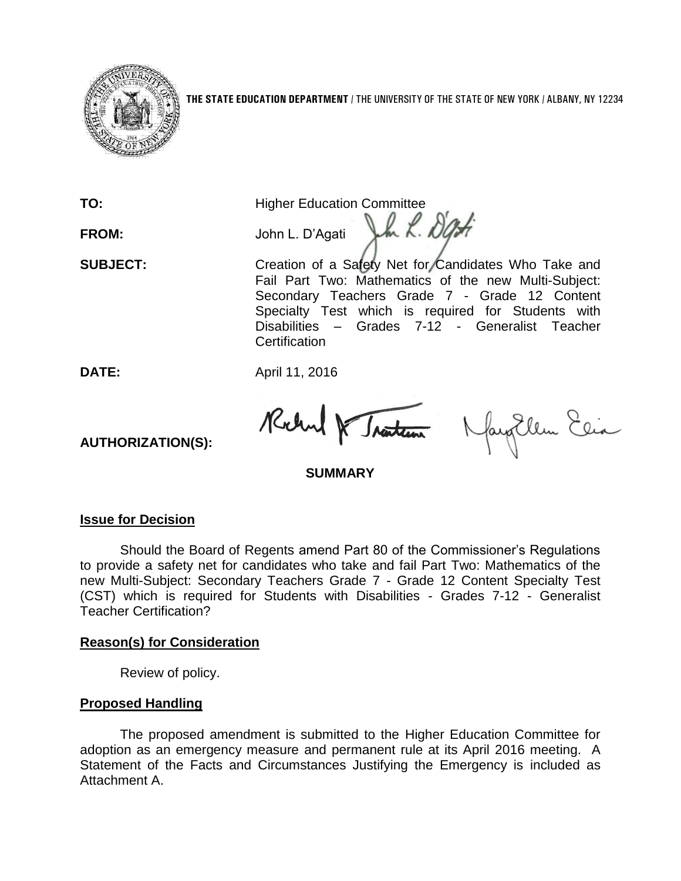**THE STATE EDUCATION DEPARTMENT** / THE UNIVERSITY OF THE STATE OF NEW YORK / ALBANY, NY 12234

| | |
|---|---|
| **TO:** | Higher Education Committee |
| **FROM:** | John L. D'Agati |
| **SUBJECT:** | Creation of a Safety Net for Candidates Who Take and Fail Part Two: Mathematics of the new Multi-Subject: Secondary Teachers Grade 7 - Grade 12 Content Specialty Test which is required for Students with Disabilities – Grades 7-12 - Generalist Teacher Certification |
| **DATE:** | April 11, 2016 |
| **AUTHORIZATION(S):** | |

## SUMMARY

### Issue for Decision

Should the Board of Regents amend Part 80 of the Commissioner's Regulations to provide a safety net for candidates who take and fail Part Two: Mathematics of the new Multi-Subject: Secondary Teachers Grade 7 - Grade 12 Content Specialty Test (CST) which is required for Students with Disabilities - Grades 7-12 - Generalist Teacher Certification?

### Reason(s) for Consideration

Review of policy.

### Proposed Handling

The proposed amendment is submitted to the Higher Education Committee for adoption as an emergency measure and permanent rule at its April 2016 meeting. A Statement of the Facts and Circumstances Justifying the Emergency is included as Attachment A.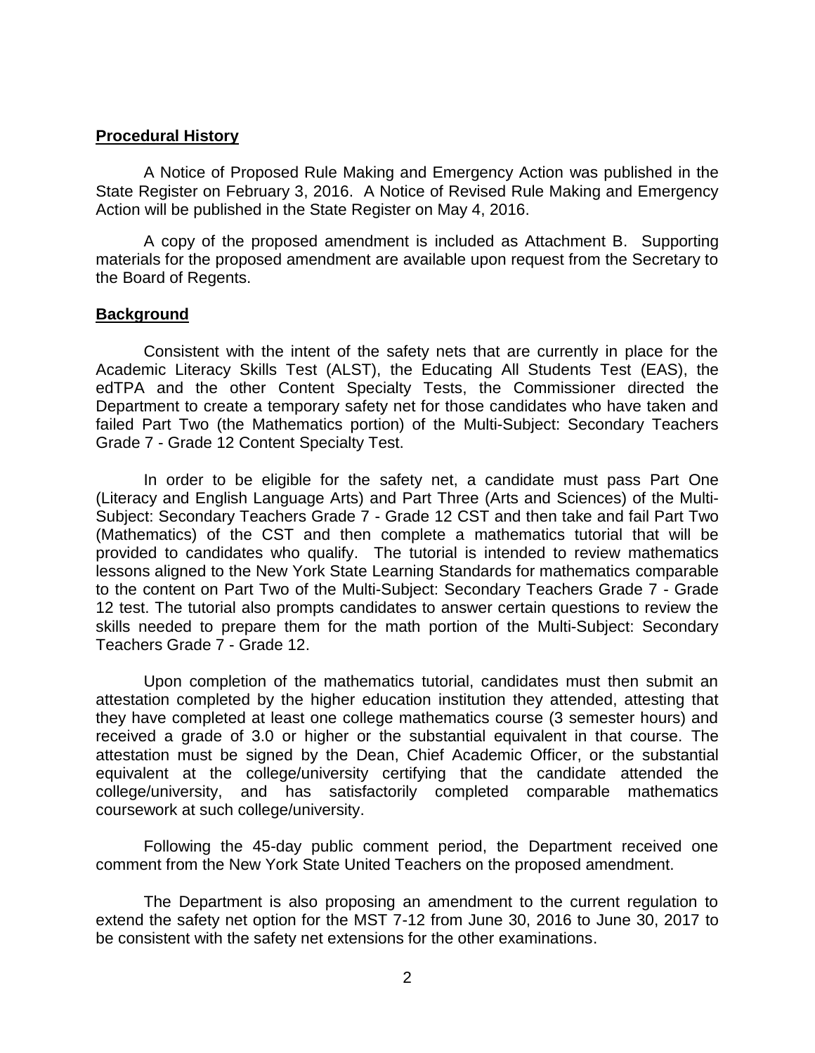## Procedural History

A Notice of Proposed Rule Making and Emergency Action was published in the State Register on February 3, 2016. A Notice of Revised Rule Making and Emergency Action will be published in the State Register on May 4, 2016.

A copy of the proposed amendment is included as Attachment B. Supporting materials for the proposed amendment are available upon request from the Secretary to the Board of Regents.

## Background

Consistent with the intent of the safety nets that are currently in place for the Academic Literacy Skills Test (ALST), the Educating All Students Test (EAS), the edTPA and the other Content Specialty Tests, the Commissioner directed the Department to create a temporary safety net for those candidates who have taken and failed Part Two (the Mathematics portion) of the Multi-Subject: Secondary Teachers Grade 7 - Grade 12 Content Specialty Test.

In order to be eligible for the safety net, a candidate must pass Part One (Literacy and English Language Arts) and Part Three (Arts and Sciences) of the Multi-Subject: Secondary Teachers Grade 7 - Grade 12 CST and then take and fail Part Two (Mathematics) of the CST and then complete a mathematics tutorial that will be provided to candidates who qualify. The tutorial is intended to review mathematics lessons aligned to the New York State Learning Standards for mathematics comparable to the content on Part Two of the Multi-Subject: Secondary Teachers Grade 7 - Grade 12 test. The tutorial also prompts candidates to answer certain questions to review the skills needed to prepare them for the math portion of the Multi-Subject: Secondary Teachers Grade 7 - Grade 12.

Upon completion of the mathematics tutorial, candidates must then submit an attestation completed by the higher education institution they attended, attesting that they have completed at least one college mathematics course (3 semester hours) and received a grade of 3.0 or higher or the substantial equivalent in that course. The attestation must be signed by the Dean, Chief Academic Officer, or the substantial equivalent at the college/university certifying that the candidate attended the college/university, and has satisfactorily completed comparable mathematics coursework at such college/university.

Following the 45-day public comment period, the Department received one comment from the New York State United Teachers on the proposed amendment.

The Department is also proposing an amendment to the current regulation to extend the safety net option for the MST 7-12 from June 30, 2016 to June 30, 2017 to be consistent with the safety net extensions for the other examinations.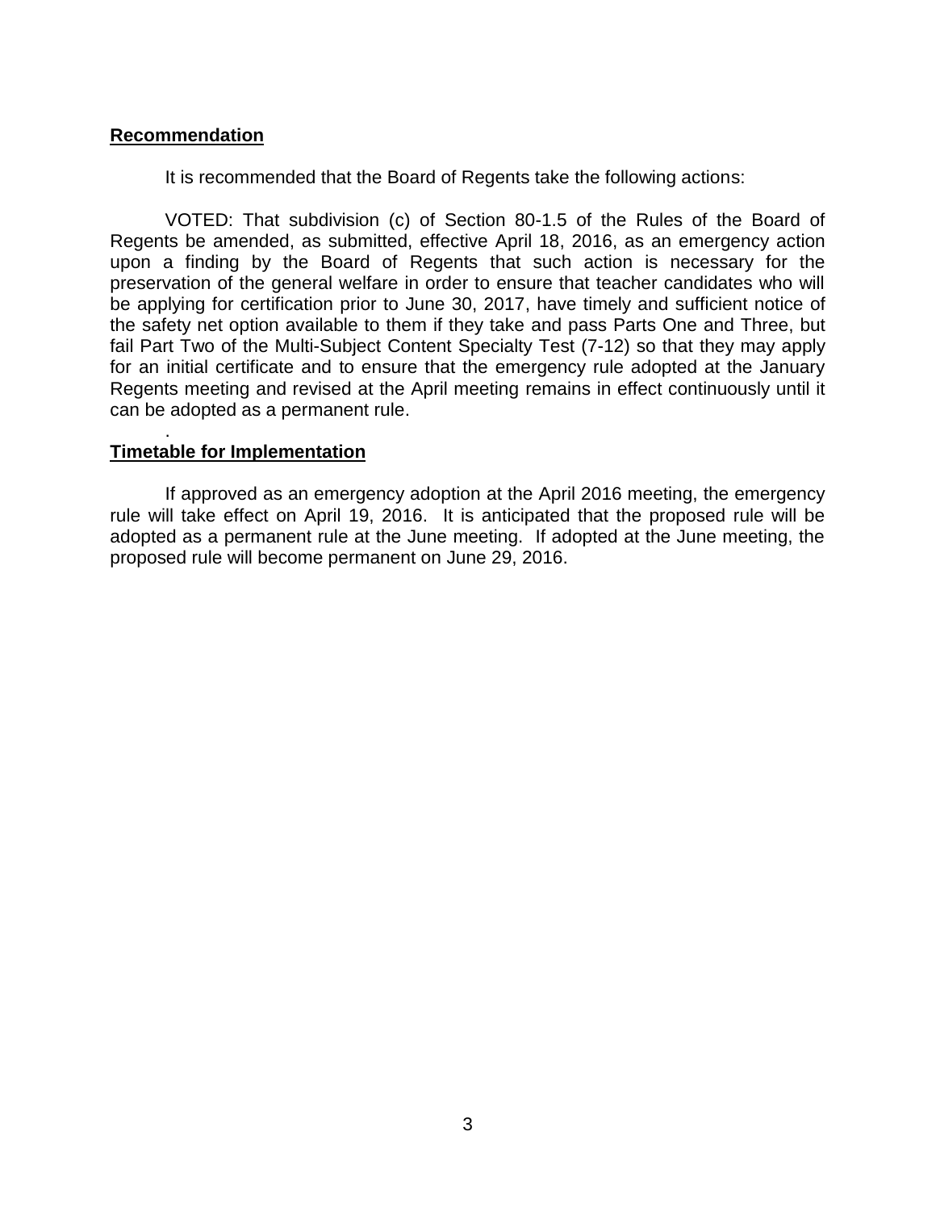**Recommendation**

It is recommended that the Board of Regents take the following actions:

VOTED: That subdivision (c) of Section 80-1.5 of the Rules of the Board of Regents be amended, as submitted, effective April 18, 2016, as an emergency action upon a finding by the Board of Regents that such action is necessary for the preservation of the general welfare in order to ensure that teacher candidates who will be applying for certification prior to June 30, 2017, have timely and sufficient notice of the safety net option available to them if they take and pass Parts One and Three, but fail Part Two of the Multi-Subject Content Specialty Test (7-12) so that they may apply for an initial certificate and to ensure that the emergency rule adopted at the January Regents meeting and revised at the April meeting remains in effect continuously until it can be adopted as a permanent rule.

.

**Timetable for Implementation**

If approved as an emergency adoption at the April 2016 meeting, the emergency rule will take effect on April 19, 2016. It is anticipated that the proposed rule will be adopted as a permanent rule at the June meeting. If adopted at the June meeting, the proposed rule will become permanent on June 29, 2016.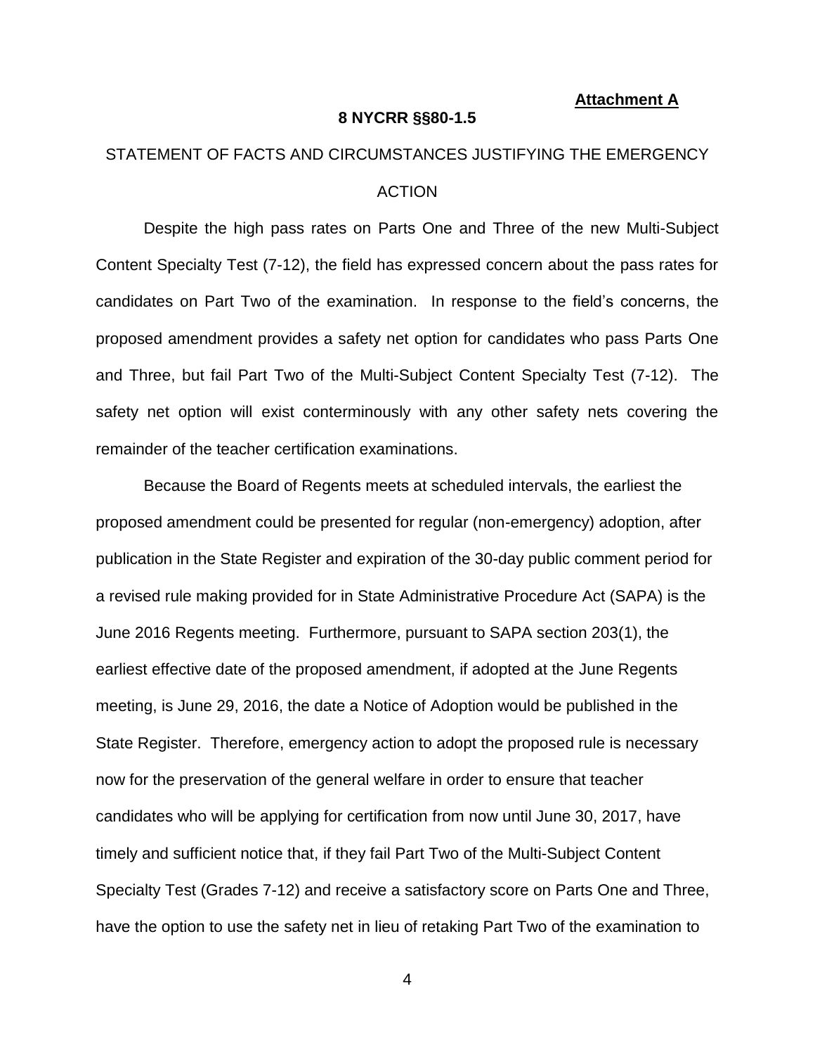**Attachment A**

**8 NYCRR §§80-1.5**

STATEMENT OF FACTS AND CIRCUMSTANCES JUSTIFYING THE EMERGENCY ACTION

Despite the high pass rates on Parts One and Three of the new Multi-Subject Content Specialty Test (7-12), the field has expressed concern about the pass rates for candidates on Part Two of the examination. In response to the field's concerns, the proposed amendment provides a safety net option for candidates who pass Parts One and Three, but fail Part Two of the Multi-Subject Content Specialty Test (7-12). The safety net option will exist conterminously with any other safety nets covering the remainder of the teacher certification examinations.

Because the Board of Regents meets at scheduled intervals, the earliest the proposed amendment could be presented for regular (non-emergency) adoption, after publication in the State Register and expiration of the 30-day public comment period for a revised rule making provided for in State Administrative Procedure Act (SAPA) is the June 2016 Regents meeting. Furthermore, pursuant to SAPA section 203(1), the earliest effective date of the proposed amendment, if adopted at the June Regents meeting, is June 29, 2016, the date a Notice of Adoption would be published in the State Register. Therefore, emergency action to adopt the proposed rule is necessary now for the preservation of the general welfare in order to ensure that teacher candidates who will be applying for certification from now until June 30, 2017, have timely and sufficient notice that, if they fail Part Two of the Multi-Subject Content Specialty Test (Grades 7-12) and receive a satisfactory score on Parts One and Three, have the option to use the safety net in lieu of retaking Part Two of the examination to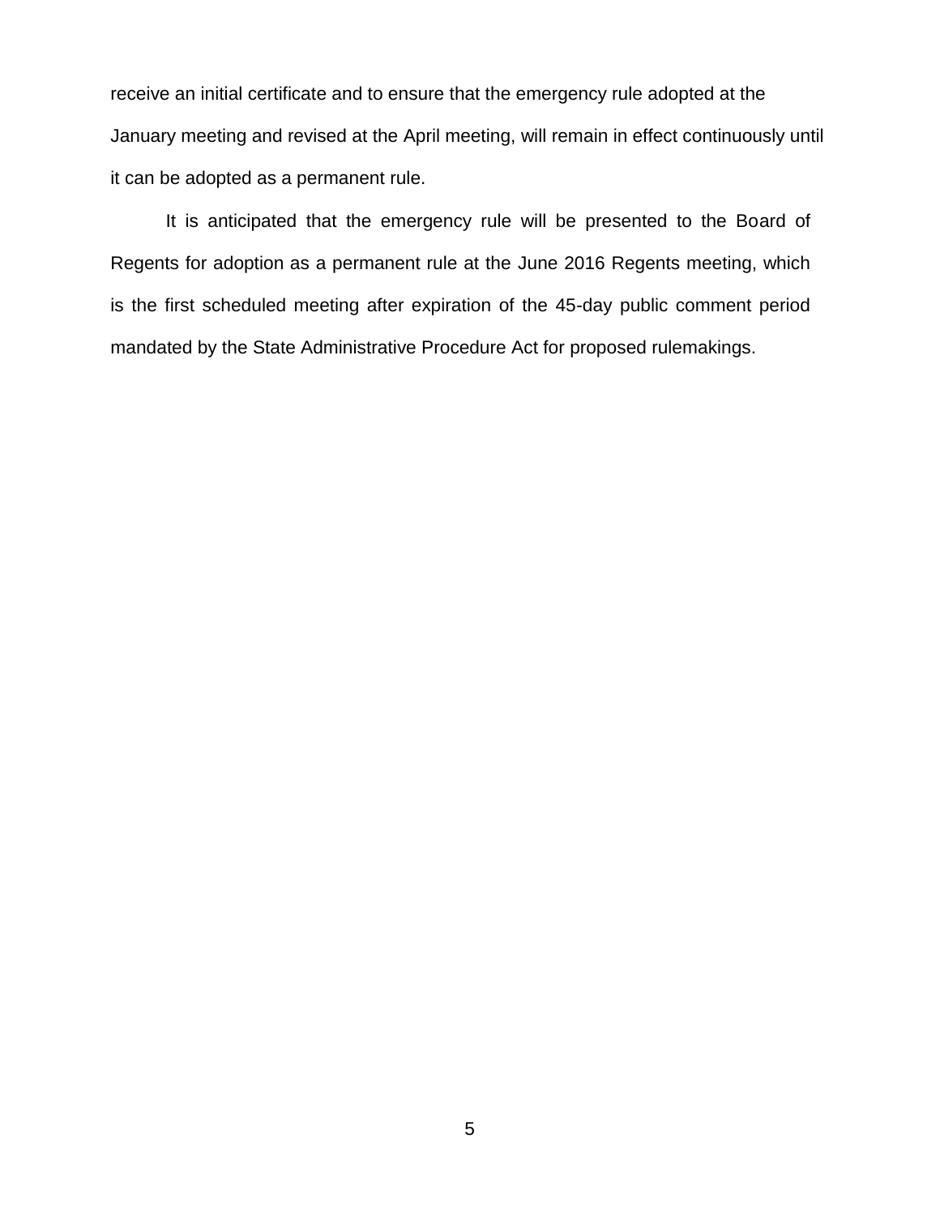receive an initial certificate and to ensure that the emergency rule adopted at the January meeting and revised at the April meeting, will remain in effect continuously until it can be adopted as a permanent rule.

It is anticipated that the emergency rule will be presented to the Board of Regents for adoption as a permanent rule at the June 2016 Regents meeting, which is the first scheduled meeting after expiration of the 45-day public comment period mandated by the State Administrative Procedure Act for proposed rulemakings.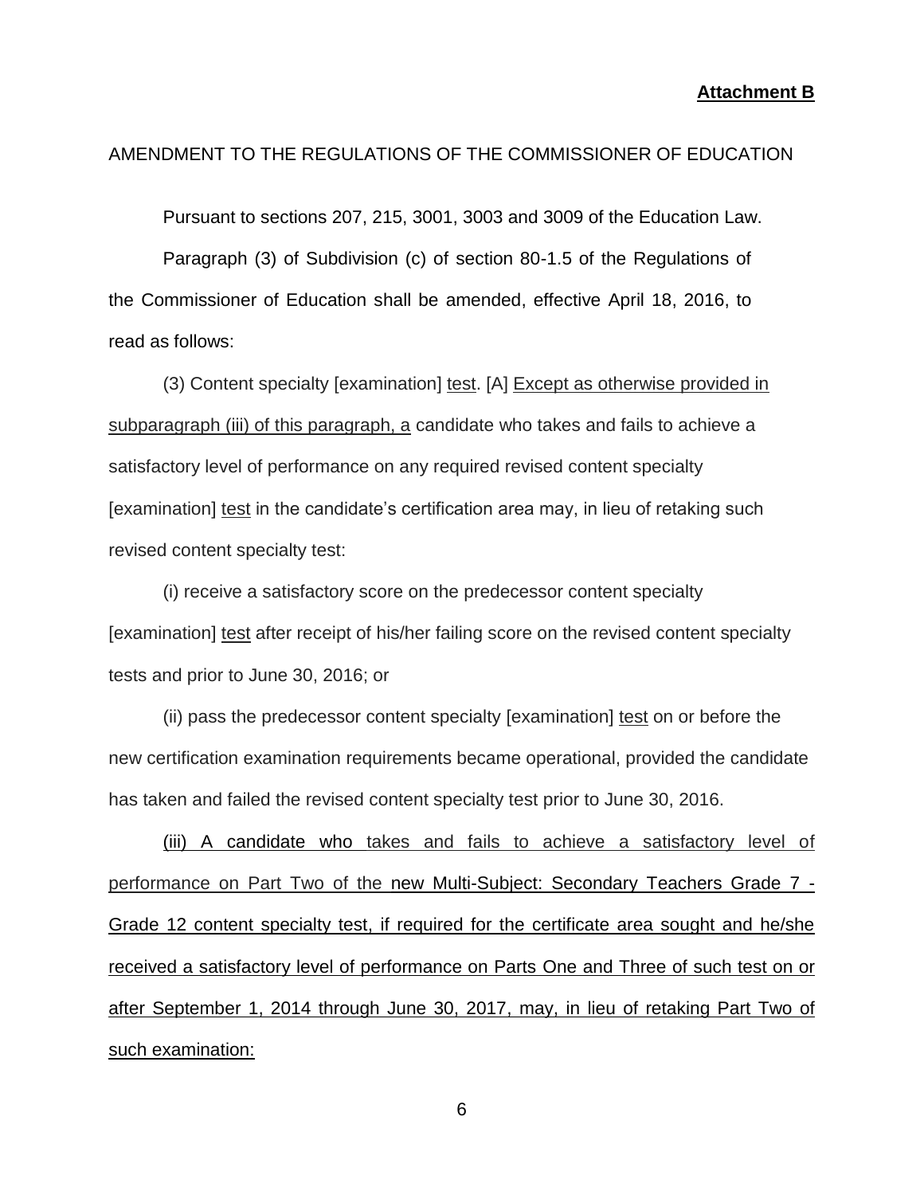**Attachment B**

AMENDMENT TO THE REGULATIONS OF THE COMMISSIONER OF EDUCATION

Pursuant to sections 207, 215, 3001, 3003 and 3009 of the Education Law.

Paragraph (3) of Subdivision (c) of section 80-1.5 of the Regulations of the Commissioner of Education shall be amended, effective April 18, 2016, to read as follows:

(3) Content specialty [examination] <u>test</u>. [A] <u>Except as otherwise provided in subparagraph (iii) of this paragraph, a</u> candidate who takes and fails to achieve a satisfactory level of performance on any required revised content specialty [examination] <u>test</u> in the candidate's certification area may, in lieu of retaking such revised content specialty test:

(i) receive a satisfactory score on the predecessor content specialty [examination] <u>test</u> after receipt of his/her failing score on the revised content specialty tests and prior to June 30, 2016; or

(ii) pass the predecessor content specialty [examination] <u>test</u> on or before the new certification examination requirements became operational, provided the candidate has taken and failed the revised content specialty test prior to June 30, 2016.

<u>(iii) A candidate who takes and fails to achieve a satisfactory level of performance on Part Two of the new Multi-Subject: Secondary Teachers Grade 7 - Grade 12 content specialty test, if required for the certificate area sought and he/she received a satisfactory level of performance on Parts One and Three of such test on or after September 1, 2014 through June 30, 2017, may, in lieu of retaking Part Two of such examination:</u>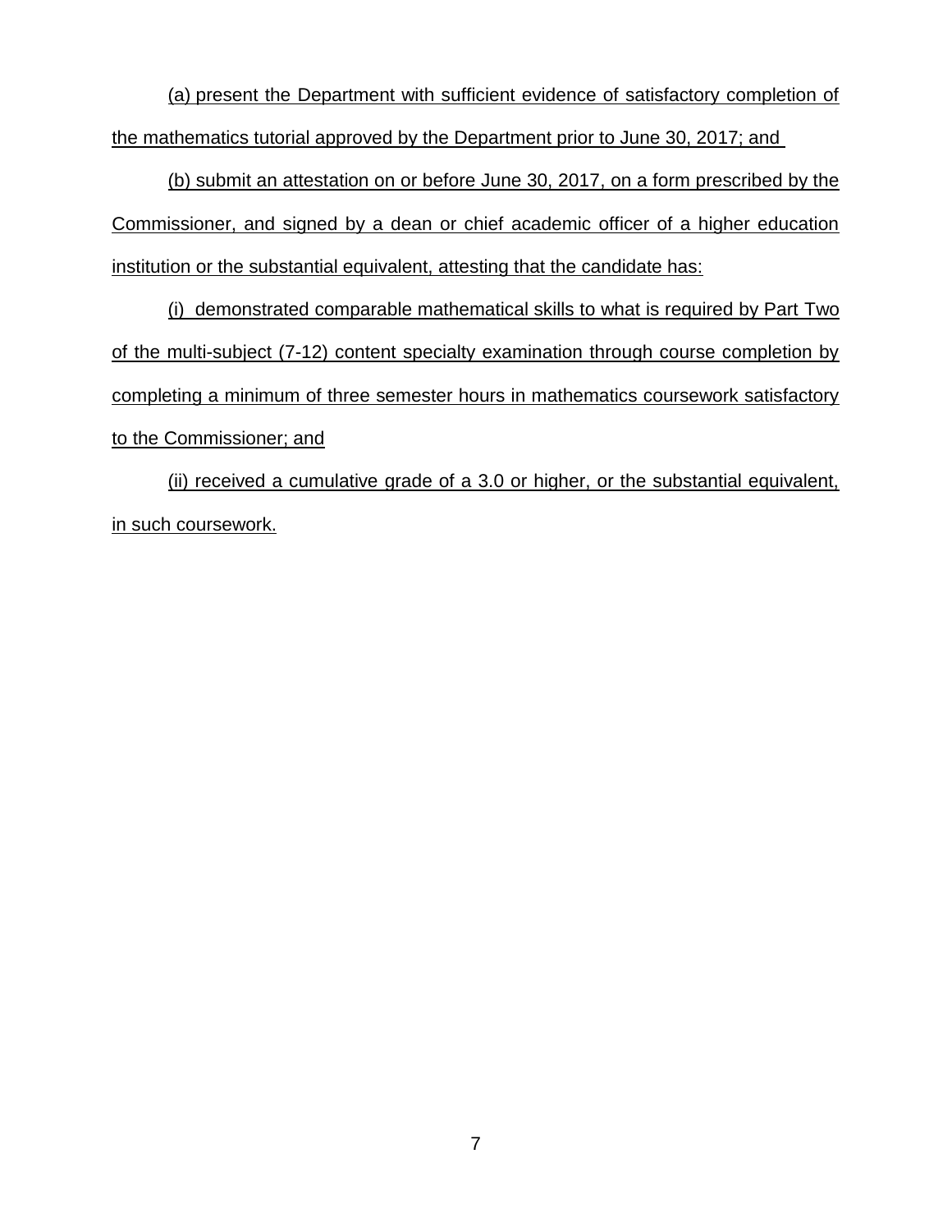(a) present the Department with sufficient evidence of satisfactory completion of the mathematics tutorial approved by the Department prior to June 30, 2017; and

(b) submit an attestation on or before June 30, 2017, on a form prescribed by the Commissioner, and signed by a dean or chief academic officer of a higher education institution or the substantial equivalent, attesting that the candidate has:

(i) demonstrated comparable mathematical skills to what is required by Part Two of the multi-subject (7-12) content specialty examination through course completion by completing a minimum of three semester hours in mathematics coursework satisfactory to the Commissioner; and

(ii) received a cumulative grade of a 3.0 or higher, or the substantial equivalent, in such coursework.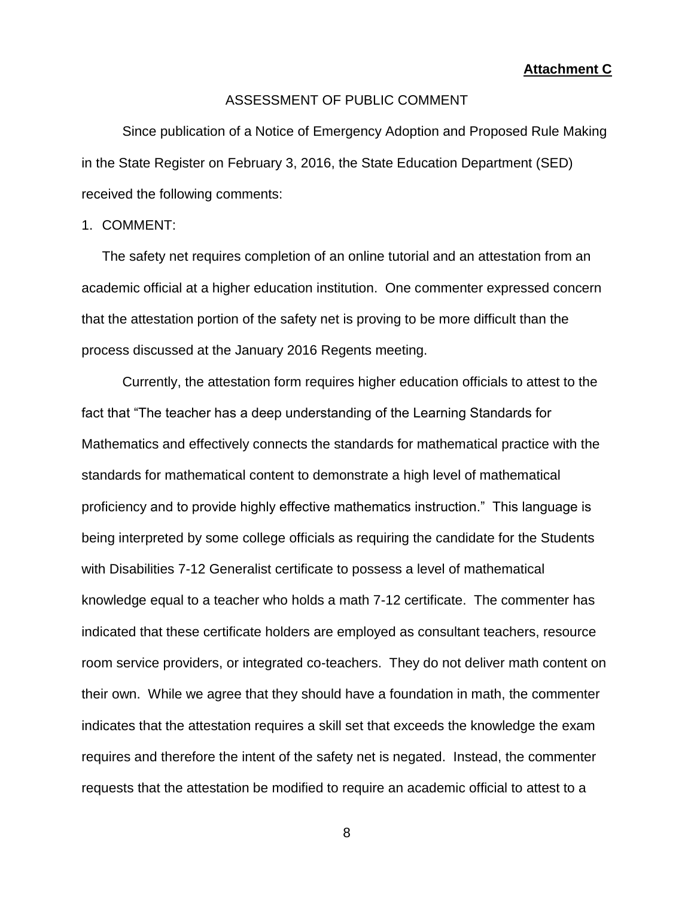**Attachment C**

ASSESSMENT OF PUBLIC COMMENT

Since publication of a Notice of Emergency Adoption and Proposed Rule Making in the State Register on February 3, 2016, the State Education Department (SED) received the following comments:

1. COMMENT:

The safety net requires completion of an online tutorial and an attestation from an academic official at a higher education institution. One commenter expressed concern that the attestation portion of the safety net is proving to be more difficult than the process discussed at the January 2016 Regents meeting.

Currently, the attestation form requires higher education officials to attest to the fact that "The teacher has a deep understanding of the Learning Standards for Mathematics and effectively connects the standards for mathematical practice with the standards for mathematical content to demonstrate a high level of mathematical proficiency and to provide highly effective mathematics instruction." This language is being interpreted by some college officials as requiring the candidate for the Students with Disabilities 7-12 Generalist certificate to possess a level of mathematical knowledge equal to a teacher who holds a math 7-12 certificate. The commenter has indicated that these certificate holders are employed as consultant teachers, resource room service providers, or integrated co-teachers. They do not deliver math content on their own. While we agree that they should have a foundation in math, the commenter indicates that the attestation requires a skill set that exceeds the knowledge the exam requires and therefore the intent of the safety net is negated. Instead, the commenter requests that the attestation be modified to require an academic official to attest to a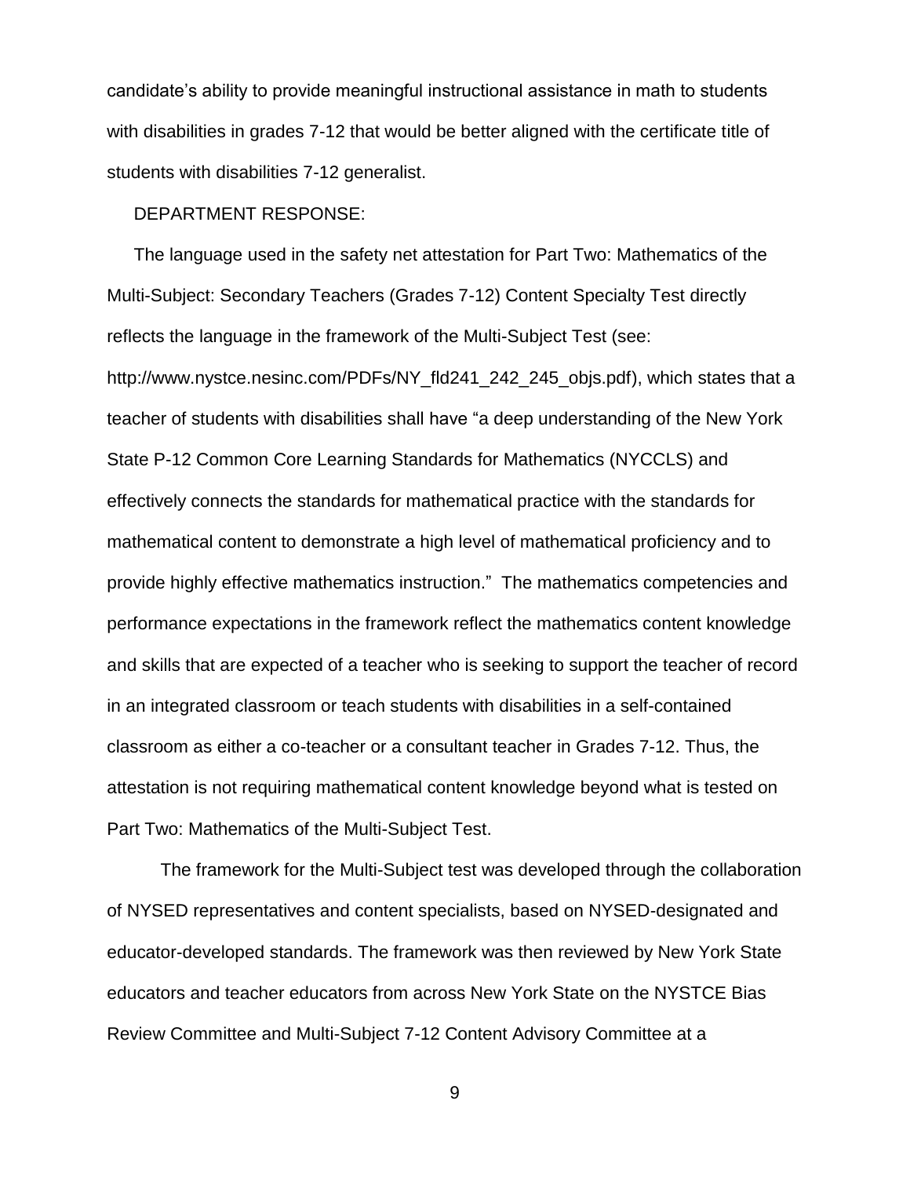candidate's ability to provide meaningful instructional assistance in math to students with disabilities in grades 7-12 that would be better aligned with the certificate title of students with disabilities 7-12 generalist.

DEPARTMENT RESPONSE:

The language used in the safety net attestation for Part Two: Mathematics of the Multi-Subject: Secondary Teachers (Grades 7-12) Content Specialty Test directly reflects the language in the framework of the Multi-Subject Test (see: http://www.nystce.nesinc.com/PDFs/NY_fld241_242_245_objs.pdf), which states that a teacher of students with disabilities shall have "a deep understanding of the New York State P-12 Common Core Learning Standards for Mathematics (NYCCLS) and effectively connects the standards for mathematical practice with the standards for mathematical content to demonstrate a high level of mathematical proficiency and to provide highly effective mathematics instruction." The mathematics competencies and performance expectations in the framework reflect the mathematics content knowledge and skills that are expected of a teacher who is seeking to support the teacher of record in an integrated classroom or teach students with disabilities in a self-contained classroom as either a co-teacher or a consultant teacher in Grades 7-12. Thus, the attestation is not requiring mathematical content knowledge beyond what is tested on Part Two: Mathematics of the Multi-Subject Test.

The framework for the Multi-Subject test was developed through the collaboration of NYSED representatives and content specialists, based on NYSED-designated and educator-developed standards. The framework was then reviewed by New York State educators and teacher educators from across New York State on the NYSTCE Bias Review Committee and Multi-Subject 7-12 Content Advisory Committee at a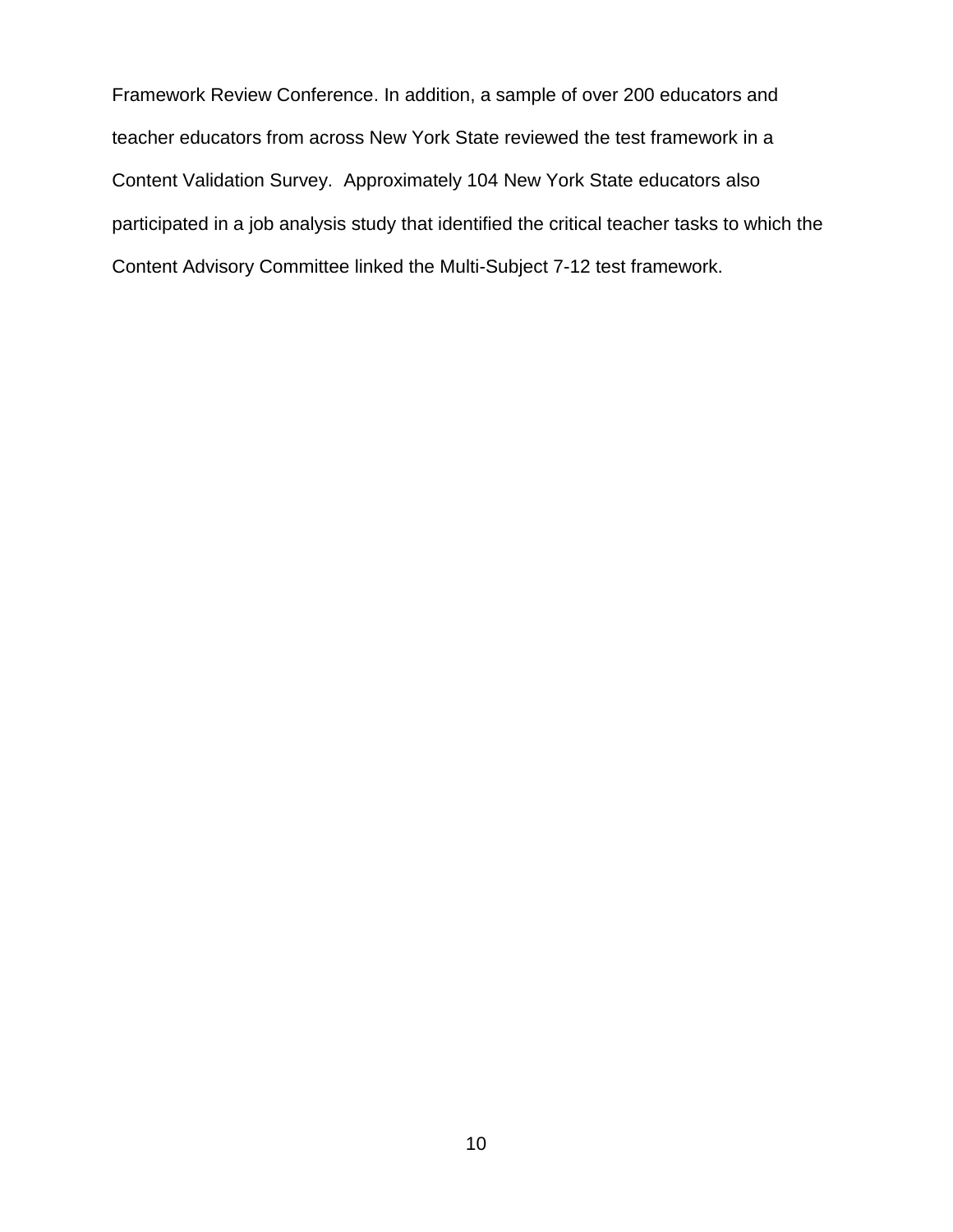Framework Review Conference. In addition, a sample of over 200 educators and teacher educators from across New York State reviewed the test framework in a Content Validation Survey. Approximately 104 New York State educators also participated in a job analysis study that identified the critical teacher tasks to which the Content Advisory Committee linked the Multi-Subject 7-12 test framework.